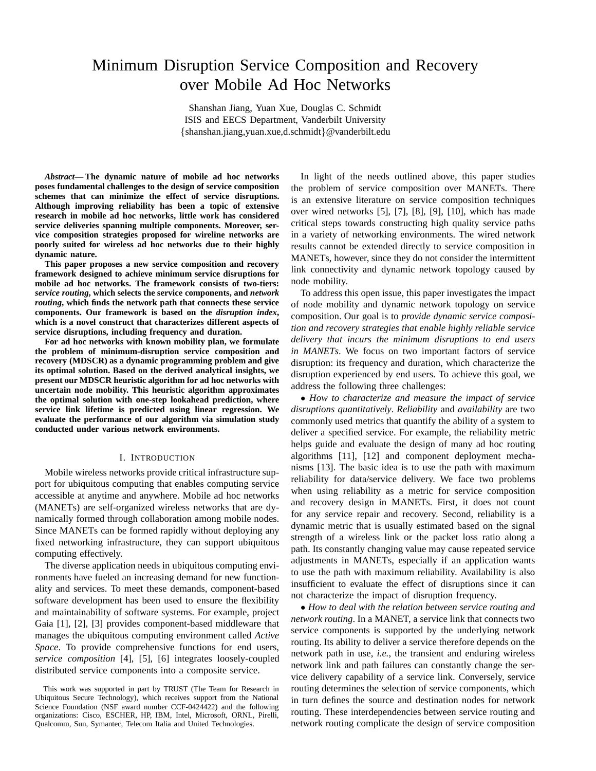# Minimum Disruption Service Composition and Recovery over Mobile Ad Hoc Networks

Shanshan Jiang, Yuan Xue, Douglas C. Schmidt
ISIS and EECS Department, Vanderbilt University
{shanshan.jiang,yuan.xue,d.schmidt}@vanderbilt.edu

***Abstract*— The dynamic nature of mobile ad hoc networks poses fundamental challenges to the design of service composition schemes that can minimize the effect of service disruptions. Although improving reliability has been a topic of extensive research in mobile ad hoc networks, little work has considered service deliveries spanning multiple components. Moreover, service composition strategies proposed for wireline networks are poorly suited for wireless ad hoc networks due to their highly dynamic nature.**

**This paper proposes a new service composition and recovery framework designed to achieve minimum service disruptions for mobile ad hoc networks. The framework consists of two-tiers: *service routing*, which selects the service components, and *network routing*, which finds the network path that connects these service components. Our framework is based on the *disruption index*, which is a novel construct that characterizes different aspects of service disruptions, including frequency and duration.**

**For ad hoc networks with known mobility plan, we formulate the problem of minimum-disruption service composition and recovery (MDSCR) as a dynamic programming problem and give its optimal solution. Based on the derived analytical insights, we present our MDSCR heuristic algorithm for ad hoc networks with uncertain node mobility. This heuristic algorithm approximates the optimal solution with one-step lookahead prediction, where service link lifetime is predicted using linear regression. We evaluate the performance of our algorithm via simulation study conducted under various network environments.**

## I. Introduction

Mobile wireless networks provide critical infrastructure support for ubiquitous computing that enables computing service accessible at anytime and anywhere. Mobile ad hoc networks (MANETs) are self-organized wireless networks that are dynamically formed through collaboration among mobile nodes. Since MANETs can be formed rapidly without deploying any fixed networking infrastructure, they can support ubiquitous computing effectively.

The diverse application needs in ubiquitous computing environments have fueled an increasing demand for new functionality and services. To meet these demands, component-based software development has been used to ensure the flexibility and maintainability of software systems. For example, project Gaia [1], [2], [3] provides component-based middleware that manages the ubiquitous computing environment called *Active Space*. To provide comprehensive functions for end users, *service composition* [4], [5], [6] integrates loosely-coupled distributed service components into a composite service.

This work was supported in part by TRUST (The Team for Research in Ubiquitous Secure Technology), which receives support from the National Science Foundation (NSF award number CCF-0424422) and the following organizations: Cisco, ESCHER, HP, IBM, Intel, Microsoft, ORNL, Pirelli, Qualcomm, Sun, Symantec, Telecom Italia and United Technologies.

In light of the needs outlined above, this paper studies the problem of service composition over MANETs. There is an extensive literature on service composition techniques over wired networks [5], [7], [8], [9], [10], which has made critical steps towards constructing high quality service paths in a variety of networking environments. The wired network results cannot be extended directly to service composition in MANETs, however, since they do not consider the intermittent link connectivity and dynamic network topology caused by node mobility.

To address this open issue, this paper investigates the impact of node mobility and dynamic network topology on service composition. Our goal is to *provide dynamic service composition and recovery strategies that enable highly reliable service delivery that incurs the minimum disruptions to end users in MANETs*. We focus on two important factors of service disruption: its frequency and duration, which characterize the disruption experienced by end users. To achieve this goal, we address the following three challenges:

- *How to characterize and measure the impact of service disruptions quantitatively*. *Reliability* and *availability* are two commonly used metrics that quantify the ability of a system to deliver a specified service. For example, the reliability metric helps guide and evaluate the design of many ad hoc routing algorithms [11], [12] and component deployment mechanisms [13]. The basic idea is to use the path with maximum reliability for data/service delivery. We face two problems when using reliability as a metric for service composition and recovery design in MANETs. First, it does not count for any service repair and recovery. Second, reliability is a dynamic metric that is usually estimated based on the signal strength of a wireless link or the packet loss ratio along a path. Its constantly changing value may cause repeated service adjustments in MANETs, especially if an application wants to use the path with maximum reliability. Availability is also insufficient to evaluate the effect of disruptions since it can not characterize the impact of disruption frequency.
- *How to deal with the relation between service routing and network routing*. In a MANET, a service link that connects two service components is supported by the underlying network routing. Its ability to deliver a service therefore depends on the network path in use, *i.e.*, the transient and enduring wireless network link and path failures can constantly change the service delivery capability of a service link. Conversely, service routing determines the selection of service components, which in turn defines the source and destination nodes for network routing. These interdependencies between service routing and network routing complicate the design of service composition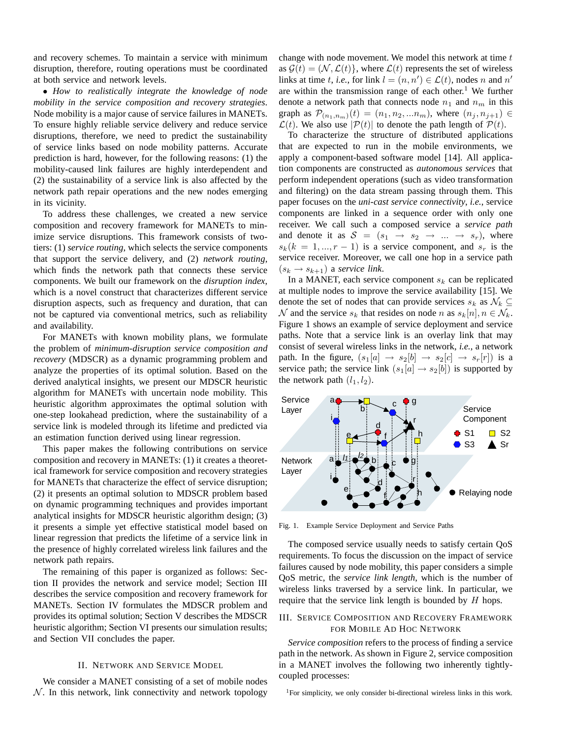and recovery schemes. To maintain a service with minimum disruption, therefore, routing operations must be coordinated at both service and network levels.

- *How to realistically integrate the knowledge of node mobility in the service composition and recovery strategies.* Node mobility is a major cause of service failures in MANETs. To ensure highly reliable service delivery and reduce service disruptions, therefore, we need to predict the sustainability of service links based on node mobility patterns. Accurate prediction is hard, however, for the following reasons: (1) the mobility-caused link failures are highly interdependent and (2) the sustainability of a service link is also affected by the network path repair operations and the new nodes emerging in its vicinity.

To address these challenges, we created a new service composition and recovery framework for MANETs to minimize service disruptions. This framework consists of two-tiers: (1) *service routing*, which selects the service components that support the service delivery, and (2) *network routing*, which finds the network path that connects these service components. We built our framework on the *disruption index*, which is a novel construct that characterizes different service disruption aspects, such as frequency and duration, that can not be captured via conventional metrics, such as reliability and availability.

For MANETs with known mobility plans, we formulate the problem of *minimum-disruption service composition and recovery* (MDSCR) as a dynamic programming problem and analyze the properties of its optimal solution. Based on the derived analytical insights, we present our MDSCR heuristic algorithm for MANETs with uncertain node mobility. This heuristic algorithm approximates the optimal solution with one-step lookahead prediction, where the sustainability of a service link is modeled through its lifetime and predicted via an estimation function derived using linear regression.

This paper makes the following contributions on service composition and recovery in MANETs: (1) it creates a theoretical framework for service composition and recovery strategies for MANETs that characterize the effect of service disruption; (2) it presents an optimal solution to MDSCR problem based on dynamic programming techniques and provides important analytical insights for MDSCR heuristic algorithm design; (3) it presents a simple yet effective statistical model based on linear regression that predicts the lifetime of a service link in the presence of highly correlated wireless link failures and the network path repairs.

The remaining of this paper is organized as follows: Section II provides the network and service model; Section III describes the service composition and recovery framework for MANETs. Section IV formulates the MDSCR problem and provides its optimal solution; Section V describes the MDSCR heuristic algorithm; Section VI presents our simulation results; and Section VII concludes the paper.

## II. Network and Service Model

We consider a MANET consisting of a set of mobile nodes $\mathcal{N}$. In this network, link connectivity and network topology change with node movement. We model this network at time $t$ as $\mathcal{G}(t) = (\mathcal{N}, \mathcal{L}(t)\}$, where $\mathcal{L}(t)$ represents the set of wireless links at time $t$, *i.e.*, for link $l = (n, n') \in \mathcal{L}(t)$, nodes $n$ and $n'$ are within the transmission range of each other.[1] We further denote a network path that connects node $n_1$ and $n_m$ in this graph as $\mathcal{P}_{(n_1,n_m)}(t) = (n_1, n_2, ...n_m)$, where $(n_j, n_{j+1}) \in \mathcal{L}(t)$. We also use $|\mathcal{P}(t)|$ to denote the path length of $\mathcal{P}(t)$.

To characterize the structure of distributed applications that are expected to run in the mobile environments, we apply a component-based software model [14]. All application components are constructed as *autonomous services* that perform independent operations (such as video transformation and filtering) on the data stream passing through them. This paper focuses on the *uni-cast service connectivity*, *i.e.*, service components are linked in a sequence order with only one receiver. We call such a composed service a *service path* and denote it as $\mathcal{S} = (s_1 \rightarrow s_2 \rightarrow ... \rightarrow s_r)$, where $s_k (k = 1, ..., r-1)$ is a service component, and $s_r$ is the service receiver. Moreover, we call one hop in a service path $(s_k \rightarrow s_{k+1})$ a *service link*.

In a MANET, each service component $s_k$ can be replicated at multiple nodes to improve the service availability [15]. We denote the set of nodes that can provide services $s_k$ as $\mathcal{N}_k \subseteq \mathcal{N}$ and the service $s_k$ that resides on node $n$ as $s_k[n], n \in \mathcal{N}_k$. Figure 1 shows an example of service deployment and service paths. Note that a service link is an overlay link that may consist of several wireless links in the network, *i.e.*, a network path. In the figure, $(s_1[a] \rightarrow s_2[b] \rightarrow s_2[c] \rightarrow s_r[r])$ is a service path; the service link $(s_1[a] \rightarrow s_2[b])$ is supported by the network path $(l_1, l_2)$.

Service Layer
Network Layer
Service Component
S1
S2
S3
Sr
Relaying node

Fig. 1. Example Service Deployment and Service Paths

The composed service usually needs to satisfy certain QoS requirements. To focus the discussion on the impact of service failures caused by node mobility, this paper considers a simple QoS metric, the *service link length*, which is the number of wireless links traversed by a service link. In particular, we require that the service link length is bounded by $H$ hops.

## III. Service Composition and Recovery Framework for Mobile Ad Hoc Network

*Service composition* refers to the process of finding a service path in the network. As shown in Figure 2, service composition in a MANET involves the following two inherently tightly-coupled processes:

[1] For simplicity, we only consider bi-directional wireless links in this work.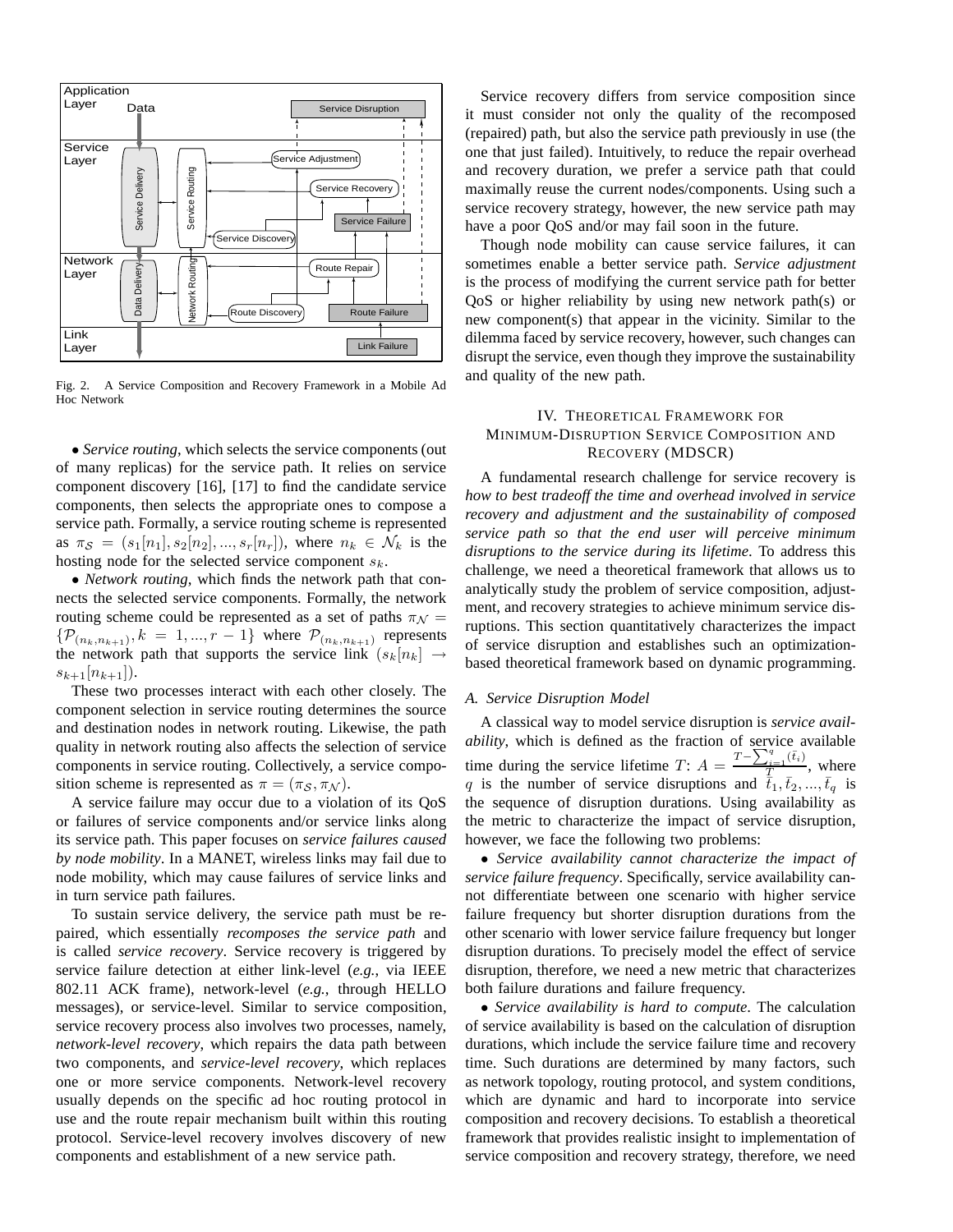Application Layer
Data
Service Disruption
Service Layer
Service Delivery
Service Routing
Service Adjustment
Service Recovery
Service Failure
Service Discovery
Network Layer
Data Delivery
Network Routing
Route Repair
Route Discovery
Route Failure
Link Layer
Link Failure

Fig. 2. A Service Composition and Recovery Framework in a Mobile Ad Hoc Network

- *Service routing*, which selects the service components (out of many replicas) for the service path. It relies on service component discovery [16], [17] to find the candidate service components, then selects the appropriate ones to compose a service path. Formally, a service routing scheme is represented as $\pi_{\mathcal{S}} = (s_1[n_1], s_2[n_2], ..., s_r[n_r])$, where $n_k \in \mathcal{N}_k$ is the hosting node for the selected service component $s_k$.
- *Network routing*, which finds the network path that connects the selected service components. Formally, the network routing scheme could be represented as a set of paths $\pi_{\mathcal{N}} = \{\mathcal{P}_{(n_k,n_{k+1})}, k = 1, ..., r-1\}$ where $\mathcal{P}_{(n_k,n_{k+1})}$ represents the network path that supports the service link $(s_k[n_k] \rightarrow s_{k+1}[n_{k+1}])$.

These two processes interact with each other closely. The component selection in service routing determines the source and destination nodes in network routing. Likewise, the path quality in network routing also affects the selection of service components in service routing. Collectively, a service composition scheme is represented as $\pi = (\pi_{\mathcal{S}}, \pi_{\mathcal{N}})$.

A service failure may occur due to a violation of its QoS or failures of service components and/or service links along its service path. This paper focuses on *service failures caused by node mobility*. In a MANET, wireless links may fail due to node mobility, which may cause failures of service links and in turn service path failures.

To sustain service delivery, the service path must be repaired, which essentially *recomposes the service path* and is called *service recovery*. Service recovery is triggered by service failure detection at either link-level (*e.g.,* via IEEE 802.11 ACK frame), network-level (*e.g.,* through HELLO messages), or service-level. Similar to service composition, service recovery process also involves two processes, namely, *network-level recovery*, which repairs the data path between two components, and *service-level recovery*, which replaces one or more service components. Network-level recovery usually depends on the specific ad hoc routing protocol in use and the route repair mechanism built within this routing protocol. Service-level recovery involves discovery of new components and establishment of a new service path.

Service recovery differs from service composition since it must consider not only the quality of the recomposed (repaired) path, but also the service path previously in use (the one that just failed). Intuitively, to reduce the repair overhead and recovery duration, we prefer a service path that could maximally reuse the current nodes/components. Using such a service recovery strategy, however, the new service path may have a poor QoS and/or may fail soon in the future.

Though node mobility can cause service failures, it can sometimes enable a better service path. *Service adjustment* is the process of modifying the current service path for better QoS or higher reliability by using new network path(s) or new component(s) that appear in the vicinity. Similar to the dilemma faced by service recovery, however, such changes can disrupt the service, even though they improve the sustainability and quality of the new path.

## IV. Theoretical Framework for Minimum-Disruption Service Composition and Recovery (MDSCR)

A fundamental research challenge for service recovery is *how to best tradeoff the time and overhead involved in service recovery and adjustment and the sustainability of composed service path so that the end user will perceive minimum disruptions to the service during its lifetime*. To address this challenge, we need a theoretical framework that allows us to analytically study the problem of service composition, adjustment, and recovery strategies to achieve minimum service disruptions. This section quantitatively characterizes the impact of service disruption and establishes such an optimization-based theoretical framework based on dynamic programming.

### A. Service Disruption Model

A classical way to model service disruption is *service availability*, which is defined as the fraction of service available time during the service lifetime $T$: $A = \frac{T - \sum_{i=1}^{q}(\bar{t}_i)}{T}$, where $q$ is the number of service disruptions and $\bar{t}_1, \bar{t}_2, ..., \bar{t}_q$ is the sequence of disruption durations. Using availability as the metric to characterize the impact of service disruption, however, we face the following two problems:

- *Service availability cannot characterize the impact of service failure frequency*. Specifically, service availability cannot differentiate between one scenario with higher service failure frequency but shorter disruption durations from the other scenario with lower service failure frequency but longer disruption durations. To precisely model the effect of service disruption, therefore, we need a new metric that characterizes both failure durations and failure frequency.
- *Service availability is hard to compute*. The calculation of service availability is based on the calculation of disruption durations, which include the service failure time and recovery time. Such durations are determined by many factors, such as network topology, routing protocol, and system conditions, which are dynamic and hard to incorporate into service composition and recovery decisions. To establish a theoretical framework that provides realistic insight to implementation of service composition and recovery strategy, therefore, we need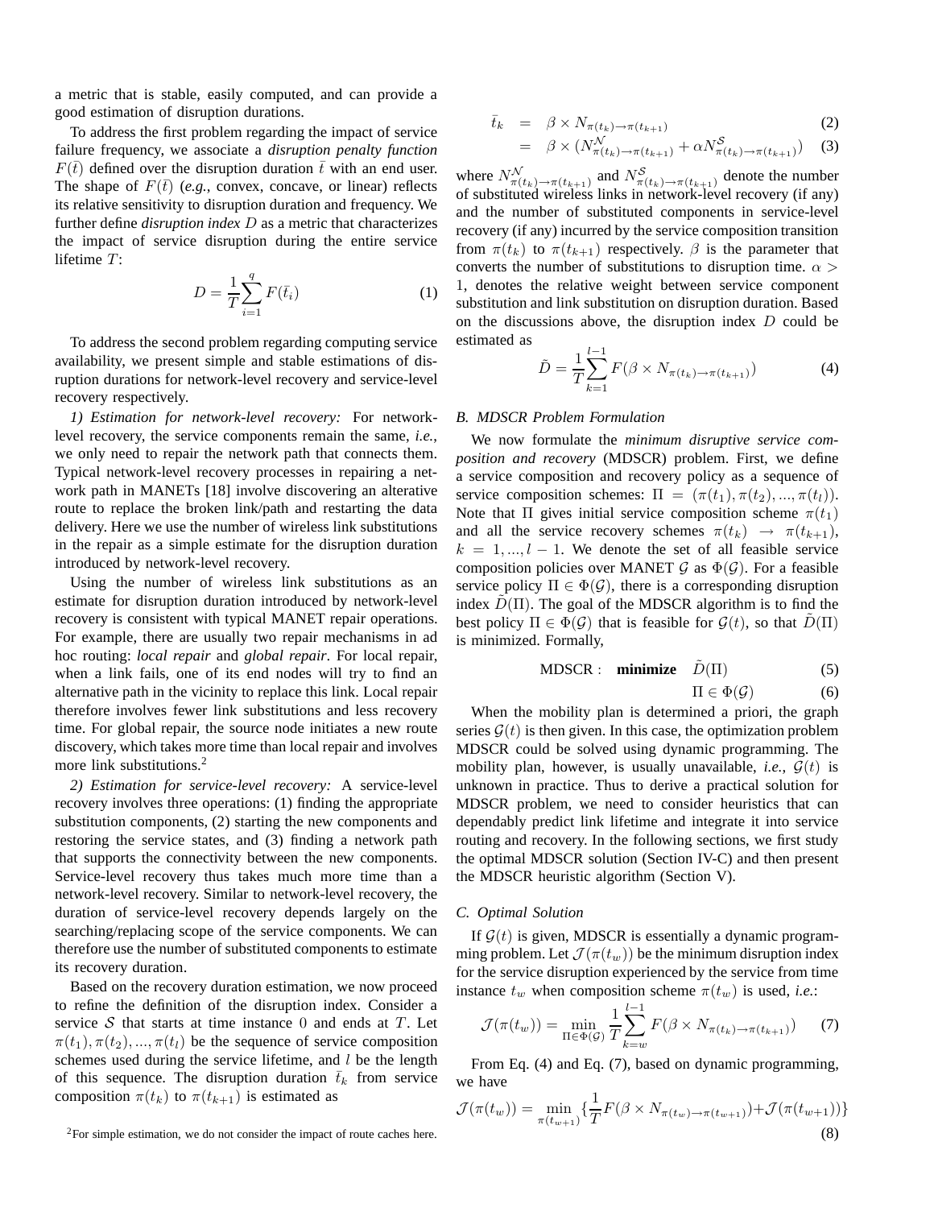a metric that is stable, easily computed, and can provide a good estimation of disruption durations.

To address the first problem regarding the impact of service failure frequency, we associate a *disruption penalty function* $F(\bar{t})$ defined over the disruption duration $\bar{t}$ with an end user. The shape of $F(\bar{t})$ (*e.g.,* convex, concave, or linear) reflects its relative sensitivity to disruption duration and frequency. We further define *disruption index* $D$ as a metric that characterizes the impact of service disruption during the entire service lifetime $T$:

$$D = \frac{1}{T}\sum_{i=1}^{q} F(\bar{t}_i) \tag{1}$$

To address the second problem regarding computing service availability, we present simple and stable estimations of disruption durations for network-level recovery and service-level recovery respectively.

*1) Estimation for network-level recovery:* For network-level recovery, the service components remain the same, *i.e.*, we only need to repair the network path that connects them. Typical network-level recovery processes in repairing a network path in MANETs [18] involve discovering an alterative route to replace the broken link/path and restarting the data delivery. Here we use the number of wireless link substitutions in the repair as a simple estimate for the disruption duration introduced by network-level recovery.

Using the number of wireless link substitutions as an estimate for disruption duration introduced by network-level recovery is consistent with typical MANET repair operations. For example, there are usually two repair mechanisms in ad hoc routing: *local repair* and *global repair*. For local repair, when a link fails, one of its end nodes will try to find an alternative path in the vicinity to replace this link. Local repair therefore involves fewer link substitutions and less recovery time. For global repair, the source node initiates a new route discovery, which takes more time than local repair and involves more link substitutions.[2]

*2) Estimation for service-level recovery:* A service-level recovery involves three operations: (1) finding the appropriate substitution components, (2) starting the new components and restoring the service states, and (3) finding a network path that supports the connectivity between the new components. Service-level recovery thus takes much more time than a network-level recovery. Similar to network-level recovery, the duration of service-level recovery depends largely on the searching/replacing scope of the service components. We can therefore use the number of substituted components to estimate its recovery duration.

Based on the recovery duration estimation, we now proceed to refine the definition of the disruption index. Consider a service $\mathcal{S}$ that starts at time instance 0 and ends at $T$. Let $\pi(t_1), \pi(t_2), ..., \pi(t_l)$ be the sequence of service composition schemes used during the service lifetime, and $l$ be the length of this sequence. The disruption duration $\bar{t}_k$ from service composition $\pi(t_k)$ to $\pi(t_{k+1})$ is estimated as

[2]For simple estimation, we do not consider the impact of route caches here.

$$\bar{t}_k = \beta \times N_{\pi(t_k)\rightarrow\pi(t_{k+1})} \tag{2}$$

$$= \beta \times (N^{\mathcal{N}}_{\pi(t_k)\rightarrow\pi(t_{k+1})} + \alpha N^{\mathcal{S}}_{\pi(t_k)\rightarrow\pi(t_{k+1})}) \tag{3}$$

where $N^{\mathcal{N}}_{\pi(t_k)\rightarrow\pi(t_{k+1})}$ and $N^{\mathcal{S}}_{\pi(t_k)\rightarrow\pi(t_{k+1})}$ denote the number of substituted wireless links in network-level recovery (if any) and the number of substituted components in service-level recovery (if any) incurred by the service composition transition from $\pi(t_k)$ to $\pi(t_{k+1})$ respectively. $\beta$ is the parameter that converts the number of substitutions to disruption time. $\alpha > 1$, denotes the relative weight between service component substitution and link substitution on disruption duration. Based on the discussions above, the disruption index $D$ could be estimated as

$$\tilde{D} = \frac{1}{T}\sum_{k=1}^{l-1} F(\beta \times N_{\pi(t_k)\rightarrow\pi(t_{k+1})}) \tag{4}$$

### B. MDSCR Problem Formulation

We now formulate the *minimum disruptive service composition and recovery* (MDSCR) problem. First, we define a service composition and recovery policy as a sequence of service composition schemes: $\Pi = (\pi(t_1), \pi(t_2), ..., \pi(t_l))$. Note that $\Pi$ gives initial service composition scheme $\pi(t_1)$ and all the service recovery schemes $\pi(t_k) \rightarrow \pi(t_{k+1})$, $k = 1, ..., l-1$. We denote the set of all feasible service composition policies over MANET $\mathcal{G}$ as $\Phi(\mathcal{G})$. For a feasible service policy $\Pi \in \Phi(\mathcal{G})$, there is a corresponding disruption index $\tilde{D}(\Pi)$. The goal of the MDSCR algorithm is to find the best policy $\Pi \in \Phi(\mathcal{G})$ that is feasible for $\mathcal{G}(t)$, so that $\tilde{D}(\Pi)$ is minimized. Formally,

$$\text{MDSCR}: \quad \textbf{minimize} \quad \tilde{D}(\Pi) \tag{5}$$

$$\Pi \in \Phi(\mathcal{G}) \tag{6}$$

When the mobility plan is determined a priori, the graph series $\mathcal{G}(t)$ is then given. In this case, the optimization problem MDSCR could be solved using dynamic programming. The mobility plan, however, is usually unavailable, *i.e.*, $\mathcal{G}(t)$ is unknown in practice. Thus to derive a practical solution for MDSCR problem, we need to consider heuristics that can dependably predict link lifetime and integrate it into service routing and recovery. In the following sections, we first study the optimal MDSCR solution (Section IV-C) and then present the MDSCR heuristic algorithm (Section V).

### C. Optimal Solution

If $\mathcal{G}(t)$ is given, MDSCR is essentially a dynamic programming problem. Let $\mathcal{J}(\pi(t_w))$ be the minimum disruption index for the service disruption experienced by the service from time instance $t_w$ when composition scheme $\pi(t_w)$ is used, *i.e.*:

$$\mathcal{J}(\pi(t_w)) = \min_{\Pi\in\Phi(\mathcal{G})} \frac{1}{T}\sum_{k=w}^{l-1} F(\beta \times N_{\pi(t_k)\rightarrow\pi(t_{k+1})}) \tag{7}$$

From Eq. (4) and Eq. (7), based on dynamic programming, we have

$$\mathcal{J}(\pi(t_w)) = \min_{\pi(t_{w+1})} \{\frac{1}{T}F(\beta \times N_{\pi(t_w)\rightarrow\pi(t_{w+1})}) + \mathcal{J}(\pi(t_{w+1}))\} \tag{8}$$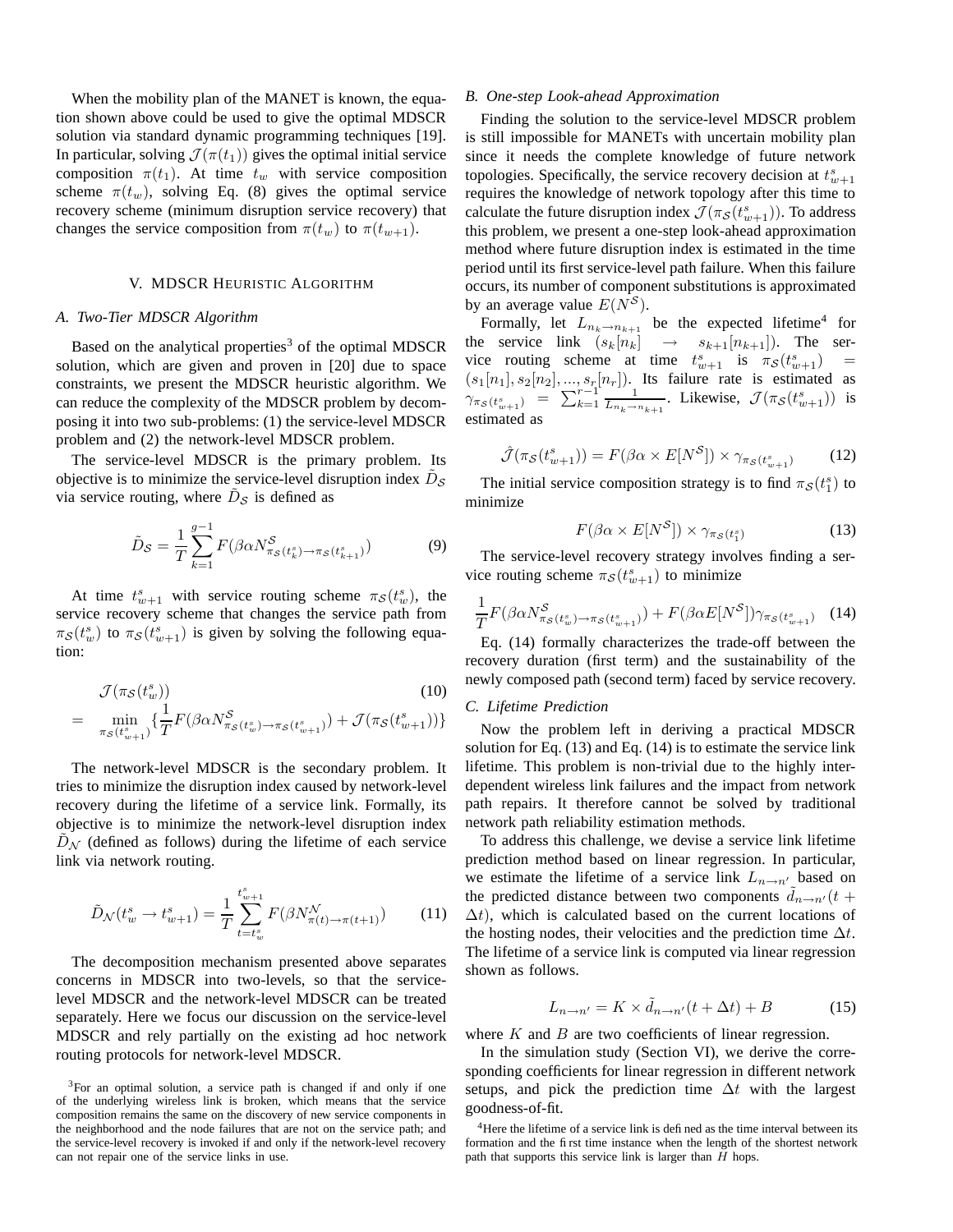When the mobility plan of the MANET is known, the equation shown above could be used to give the optimal MDSCR solution via standard dynamic programming techniques [19]. In particular, solving $\mathcal{J}(\pi(t_1))$ gives the optimal initial service composition $\pi(t_1)$. At time $t_w$ with service composition scheme $\pi(t_w)$, solving Eq. (8) gives the optimal service recovery scheme (minimum disruption service recovery) that changes the service composition from $\pi(t_w)$ to $\pi(t_{w+1})$.

## V. MDSCR Heuristic Algorithm

### A. Two-Tier MDSCR Algorithm

Based on the analytical properties[3] of the optimal MDSCR solution, which are given and proven in [20] due to space constraints, we present the MDSCR heuristic algorithm. We can reduce the complexity of the MDSCR problem by decomposing it into two sub-problems: (1) the service-level MDSCR problem and (2) the network-level MDSCR problem.

The service-level MDSCR is the primary problem. Its objective is to minimize the service-level disruption index $\tilde{D}_{\mathcal{S}}$ via service routing, where $\tilde{D}_{\mathcal{S}}$ is defined as

$$\tilde{D}_{\mathcal{S}} = \frac{1}{T} \sum_{k=1}^{g-1} F(\beta \alpha N^{\mathcal{S}}_{\pi_{\mathcal{S}}(t^s_k) \rightarrow \pi_{\mathcal{S}}(t^s_{k+1})}) \tag{9}$$

At time $t^s_{w+1}$ with service routing scheme $\pi_{\mathcal{S}}(t^s_w)$, the service recovery scheme that changes the service path from $\pi_{\mathcal{S}}(t^s_w)$ to $\pi_{\mathcal{S}}(t^s_{w+1})$ is given by solving the following equation:

$$\begin{aligned} & \mathcal{J}(\pi_{\mathcal{S}}(t^s_w)) \qquad (10) \\ = & \min_{\pi_{\mathcal{S}}(t^s_{w+1})} \{ \frac{1}{T} F(\beta \alpha N^{\mathcal{S}}_{\pi_{\mathcal{S}}(t^s_w) \rightarrow \pi_{\mathcal{S}}(t^s_{w+1})}) + \mathcal{J}(\pi_{\mathcal{S}}(t^s_{w+1})) \} \end{aligned}$$

The network-level MDSCR is the secondary problem. It tries to minimize the disruption index caused by network-level recovery during the lifetime of a service link. Formally, its objective is to minimize the network-level disruption index $\tilde{D}_{\mathcal{N}}$ (defined as follows) during the lifetime of each service link via network routing.

$$\tilde{D}_{\mathcal{N}}(t^s_w \rightarrow t^s_{w+1}) = \frac{1}{T} \sum_{t=t^s_w}^{t^s_{w+1}} F(\beta N^{\mathcal{N}}_{\pi(t) \rightarrow \pi(t+1)}) \tag{11}$$

The decomposition mechanism presented above separates concerns in MDSCR into two-levels, so that the service-level MDSCR and the network-level MDSCR can be treated separately. Here we focus our discussion on the service-level MDSCR and rely partially on the existing ad hoc network routing protocols for network-level MDSCR.

[3]For an optimal solution, a service path is changed if and only if one of the underlying wireless link is broken, which means that the service composition remains the same on the discovery of new service components in the neighborhood and the node failures that are not on the service path; and the service-level recovery is invoked if and only if the network-level recovery can not repair one of the service links in use.

### B. One-step Look-ahead Approximation

Finding the solution to the service-level MDSCR problem is still impossible for MANETs with uncertain mobility plan since it needs the complete knowledge of future network topologies. Specifically, the service recovery decision at $t^s_{w+1}$ requires the knowledge of network topology after this time to calculate the future disruption index $\mathcal{J}(\pi_{\mathcal{S}}(t^s_{w+1}))$. To address this problem, we present a one-step look-ahead approximation method where future disruption index is estimated in the time period until its first service-level path failure. When this failure occurs, its number of component substitutions is approximated by an average value $E(N^{\mathcal{S}})$.

Formally, let $L_{n_k \rightarrow n_{k+1}}$ be the expected lifetime[4] for the service link $(s_k[n_k] \rightarrow s_{k+1}[n_{k+1}])$. The service routing scheme at time $t^s_{w+1}$ is $\pi_{\mathcal{S}}(t^s_{w+1}) = (s_1[n_1], s_2[n_2], ..., s_r[n_r])$. Its failure rate is estimated as $\gamma_{\pi_{\mathcal{S}}(t^s_{w+1})} = \sum_{k=1}^{r-1} \frac{1}{L_{n_k \rightarrow n_{k+1}}}$. Likewise, $\mathcal{J}(\pi_{\mathcal{S}}(t^s_{w+1}))$ is estimated as

$$\hat{\mathcal{J}}(\pi_{\mathcal{S}}(t^s_{w+1})) = F(\beta \alpha \times E[N^{\mathcal{S}}]) \times \gamma_{\pi_{\mathcal{S}}(t^s_{w+1})} \tag{12}$$

The initial service composition strategy is to find $\pi_{\mathcal{S}}(t^s_1)$ to minimize

$$F(\beta \alpha \times E[N^{\mathcal{S}}]) \times \gamma_{\pi_{\mathcal{S}}(t^s_1)} \tag{13}$$

The service-level recovery strategy involves finding a service routing scheme $\pi_{\mathcal{S}}(t^s_{w+1})$ to minimize

$$\frac{1}{T} F(\beta \alpha N^{\mathcal{S}}_{\pi_{\mathcal{S}}(t^s_w) \rightarrow \pi_{\mathcal{S}}(t^s_{w+1})}) + F(\beta \alpha E[N^{\mathcal{S}}]) \gamma_{\pi_{\mathcal{S}}(t^s_{w+1})} \tag{14}$$

Eq. (14) formally characterizes the trade-off between the recovery duration (first term) and the sustainability of the newly composed path (second term) faced by service recovery.

### C. Lifetime Prediction

Now the problem left in deriving a practical MDSCR solution for Eq. (13) and Eq. (14) is to estimate the service link lifetime. This problem is non-trivial due to the highly interdependent wireless link failures and the impact from network path repairs. It therefore cannot be solved by traditional network path reliability estimation methods.

To address this challenge, we devise a service link lifetime prediction method based on linear regression. In particular, we estimate the lifetime of a service link $L_{n \rightarrow n'}$ based on the predicted distance between two components $\tilde{d}_{n \rightarrow n'}(t + \Delta t)$, which is calculated based on the current locations of the hosting nodes, their velocities and the prediction time $\Delta t$. The lifetime of a service link is computed via linear regression shown as follows.

$$L_{n \rightarrow n'} = K \times \tilde{d}_{n \rightarrow n'}(t + \Delta t) + B \tag{15}$$

where $K$ and $B$ are two coefficients of linear regression.

In the simulation study (Section VI), we derive the corresponding coefficients for linear regression in different network setups, and pick the prediction time $\Delta t$ with the largest goodness-of-fit.

[4]Here the lifetime of a service link is defined as the time interval between its formation and the first time instance when the length of the shortest network path that supports this service link is larger than $H$ hops.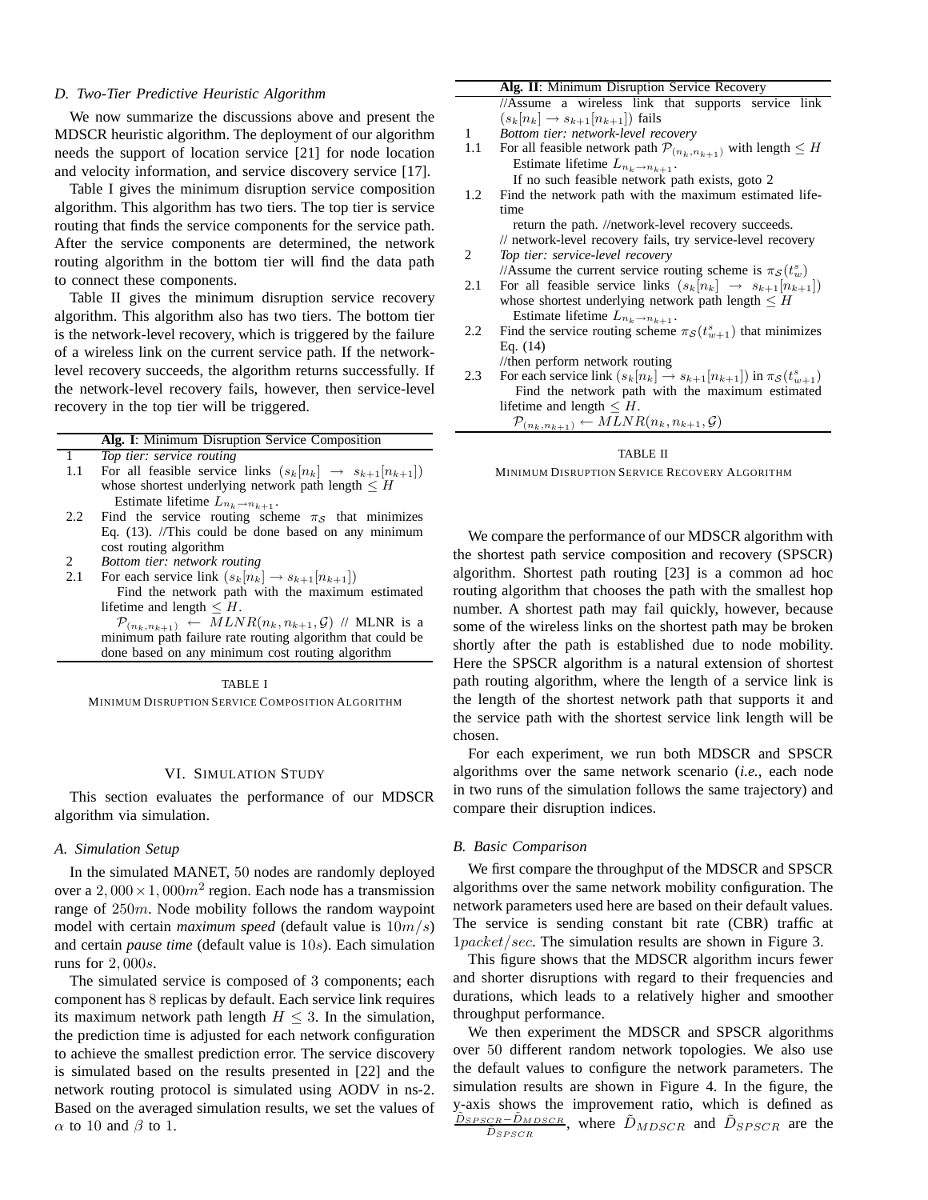### D. Two-Tier Predictive Heuristic Algorithm

We now summarize the discussions above and present the MDSCR heuristic algorithm. The deployment of our algorithm needs the support of location service [21] for node location and velocity information, and service discovery service [17].

Table I gives the minimum disruption service composition algorithm. This algorithm has two tiers. The top tier is service routing that finds the service components for the service path. After the service components are determined, the network routing algorithm in the bottom tier will find the data path to connect these components.

Table II gives the minimum disruption service recovery algorithm. This algorithm also has two tiers. The bottom tier is the network-level recovery, which is triggered by the failure of a wireless link on the current service path. If the network-level recovery succeeds, the algorithm returns successfully. If the network-level recovery fails, however, then service-level recovery in the top tier will be triggered.

| | **Alg. I**: Minimum Disruption Service Composition |
|---|---|
| 1 | *Top tier: service routing* |
| 1.1 | For all feasible service links $(s_k[n_k] \rightarrow s_{k+1}[n_{k+1}])$ whose shortest underlying network path length $\leq H$ Estimate lifetime $L_{n_k \rightarrow n_{k+1}}$. |
| 2.2 | Find the service routing scheme $\pi_{\mathcal{S}}$ that minimizes Eq. (13). //This could be done based on any minimum cost routing algorithm |
| 2 | *Bottom tier: network routing* |
| 2.1 | For each service link $(s_k[n_k] \rightarrow s_{k+1}[n_{k+1}])$ Find the network path with the maximum estimated lifetime and length $\leq H$. $\mathcal{P}_{(n_k,n_{k+1})} \leftarrow MLNR(n_k, n_{k+1}, \mathcal{G})$ // MLNR is a minimum path failure rate routing algorithm that could be done based on any minimum cost routing algorithm |

TABLE I

MINIMUM DISRUPTION SERVICE COMPOSITION ALGORITHM

| | **Alg. II**: Minimum Disruption Service Recovery |
|---|---|
| | //Assume a wireless link that supports service link $(s_k[n_k] \rightarrow s_{k+1}[n_{k+1}])$ fails |
| 1 | *Bottom tier: network-level recovery* |
| 1.1 | For all feasible network path $\mathcal{P}_{(n_k,n_{k+1})}$ with length $\leq H$ Estimate lifetime $L_{n_k \rightarrow n_{k+1}}$. If no such feasible network path exists, goto 2 |
| 1.2 | Find the network path with the maximum estimated lifetime return the path. //network-level recovery succeeds. // network-level recovery fails, try service-level recovery |
| 2 | *Top tier: service-level recovery* //Assume the current service routing scheme is $\pi_{\mathcal{S}}(t^s_w)$ |
| 2.1 | For all feasible service links $(s_k[n_k] \rightarrow s_{k+1}[n_{k+1}])$ whose shortest underlying network path length $\leq H$ Estimate lifetime $L_{n_k \rightarrow n_{k+1}}$. |
| 2.2 | Find the service routing scheme $\pi_{\mathcal{S}}(t^s_{w+1})$ that minimizes Eq. (14) //then perform network routing |
| 2.3 | For each service link $(s_k[n_k] \rightarrow s_{k+1}[n_{k+1}])$ in $\pi_{\mathcal{S}}(t^s_{w+1})$ Find the network path with the maximum estimated lifetime and length $\leq H$. $\mathcal{P}_{(n_k,n_{k+1})} \leftarrow MLNR(n_k, n_{k+1}, \mathcal{G})$ |

TABLE II

MINIMUM DISRUPTION SERVICE RECOVERY ALGORITHM

## VI. SIMULATION STUDY

This section evaluates the performance of our MDSCR algorithm via simulation.

### A. Simulation Setup

In the simulated MANET, $50$ nodes are randomly deployed over a $2,000 \times 1,000m^2$ region. Each node has a transmission range of $250m$. Node mobility follows the random waypoint model with certain *maximum speed* (default value is $10m/s$) and certain *pause time* (default value is $10s$). Each simulation runs for $2,000s$.

The simulated service is composed of $3$ components; each component has $8$ replicas by default. Each service link requires its maximum network path length $H \leq 3$. In the simulation, the prediction time is adjusted for each network configuration to achieve the smallest prediction error. The service discovery is simulated based on the results presented in [22] and the network routing protocol is simulated using AODV in ns-2. Based on the averaged simulation results, we set the values of $\alpha$ to $10$ and $\beta$ to $1$.

We compare the performance of our MDSCR algorithm with the shortest path service composition and recovery (SPSCR) algorithm. Shortest path routing [23] is a common ad hoc routing algorithm that chooses the path with the smallest hop number. A shortest path may fail quickly, however, because some of the wireless links on the shortest path may be broken shortly after the path is established due to node mobility. Here the SPSCR algorithm is a natural extension of shortest path routing algorithm, where the length of a service link is the length of the shortest network path that supports it and the service path with the shortest service link length will be chosen.

For each experiment, we run both MDSCR and SPSCR algorithms over the same network scenario (*i.e.*, each node in two runs of the simulation follows the same trajectory) and compare their disruption indices.

### B. Basic Comparison

We first compare the throughput of the MDSCR and SPSCR algorithms over the same network mobility configuration. The network parameters used here are based on their default values. The service is sending constant bit rate (CBR) traffic at $1packet/sec$. The simulation results are shown in Figure 3.

This figure shows that the MDSCR algorithm incurs fewer and shorter disruptions with regard to their frequencies and durations, which leads to a relatively higher and smoother throughput performance.

We then experiment the MDSCR and SPSCR algorithms over $50$ different random network topologies. We also use the default values to configure the network parameters. The simulation results are shown in Figure 4. In the figure, the y-axis shows the improvement ratio, which is defined as $\frac{\tilde{D}_{SPSCR} - \tilde{D}_{MDSCR}}{\tilde{D}_{SPSCR}}$, where $\tilde{D}_{MDSCR}$ and $\tilde{D}_{SPSCR}$ are the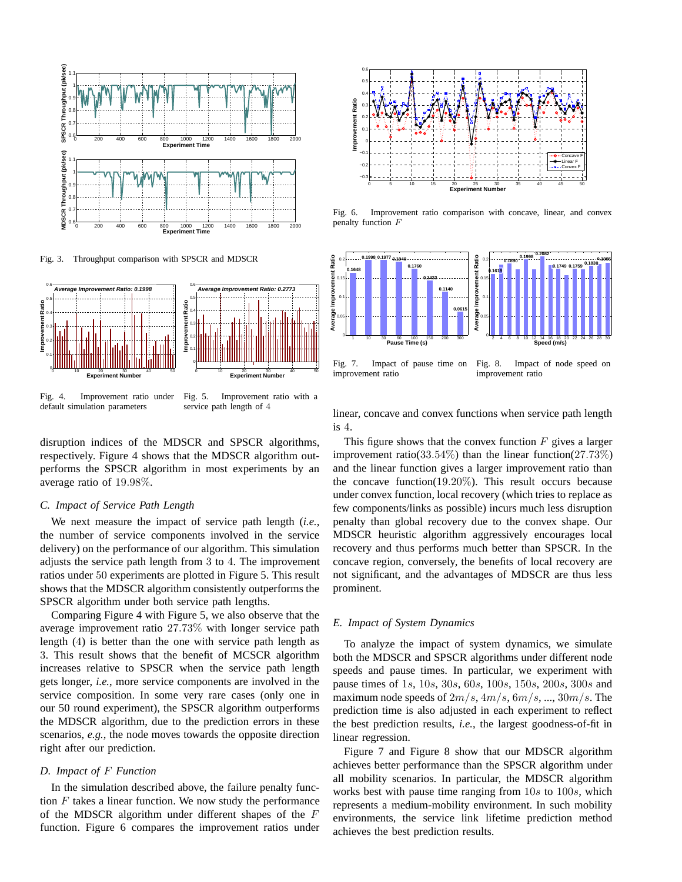SPSCR Throughput (pk/sec)

Experiment Time

MDSCR Throughput (pk/sec)

Experiment Time

Fig. 3. Throughput comparison with SPSCR and MDSCR

Average Improvement Ratio: 0.1998

Improvement Ratio

Experiment Number

Fig. 4. Improvement ratio under default simulation parameters

Average Improvement Ratio: 0.2773

Improvement Ratio

Experiment Number

Fig. 5. Improvement ratio with a service path length of 4

disruption indices of the MDSCR and SPSCR algorithms, respectively. Figure 4 shows that the MDSCR algorithm outperforms the SPSCR algorithm in most experiments by an average ratio of $19.98\%$.

### *C. Impact of Service Path Length*

We next measure the impact of service path length (*i.e.*, the number of service components involved in the service delivery) on the performance of our algorithm. This simulation adjusts the service path length from 3 to 4. The improvement ratios under 50 experiments are plotted in Figure 5. This result shows that the MDSCR algorithm consistently outperforms the SPSCR algorithm under both service path lengths.

Comparing Figure 4 with Figure 5, we also observe that the average improvement ratio $27.73\%$ with longer service path length (4) is better than the one with service path length as 3. This result shows that the benefit of MCSCR algorithm increases relative to SPSCR when the service path length gets longer, *i.e.*, more service components are involved in the service composition. In some very rare cases (only one in our 50 round experiment), the SPSCR algorithm outperforms the MDSCR algorithm, due to the prediction errors in these scenarios, *e.g.*, the node moves towards the opposite direction right after our prediction.

### *D. Impact of F Function*

In the simulation described above, the failure penalty function $F$ takes a linear function. We now study the performance of the MDSCR algorithm under different shapes of the $F$ function. Figure 6 compares the improvement ratios under

Improvement Ratio

Experiment Number

Concave F
Linear F
Convex F

Fig. 6. Improvement ratio comparison with concave, linear, and convex penalty function $F$

Average Improvement Ratio

Pause Time (s)

0.1648 0.1998 0.1977 0.1940 0.1760 0.1423 0.1140 0.0615

1 10 30 60 100 150 200 300

Fig. 7. Impact of pause time on improvement ratio

Average Improvement Ratio

Speed (m/s)

0.1619 0.1890 0.1998 0.2082 0.1749 0.1759 0.1830 0.1906

2 4 6 8 10 12 14 16 18 20 22 24 26 28 30

Fig. 8. Impact of node speed on improvement ratio

linear, concave and convex functions when service path length is 4.

This figure shows that the convex function $F$ gives a larger improvement ratio($33.54\%$) than the linear function($27.73\%$) and the linear function gives a larger improvement ratio than the concave function($19.20\%$). This result occurs because under convex function, local recovery (which tries to replace as few components/links as possible) incurs much less disruption penalty than global recovery due to the convex shape. Our MDSCR heuristic algorithm aggressively encourages local recovery and thus performs much better than SPSCR. In the concave region, conversely, the benefits of local recovery are not significant, and the advantages of MDSCR are thus less prominent.

### *E. Impact of System Dynamics*

To analyze the impact of system dynamics, we simulate both the MDSCR and SPSCR algorithms under different node speeds and pause times. In particular, we experiment with pause times of $1s$, $10s$, $30s$, $60s$, $100s$, $150s$, $200s$, $300s$ and maximum node speeds of $2m/s$, $4m/s$, $6m/s$, ..., $30m/s$. The prediction time is also adjusted in each experiment to reflect the best prediction results, *i.e.*, the largest goodness-of-fit in linear regression.

Figure 7 and Figure 8 show that our MDSCR algorithm achieves better performance than the SPSCR algorithm under all mobility scenarios. In particular, the MDSCR algorithm works best with pause time ranging from $10s$ to $100s$, which represents a medium-mobility environment. In such mobility environments, the service link lifetime prediction method achieves the best prediction results.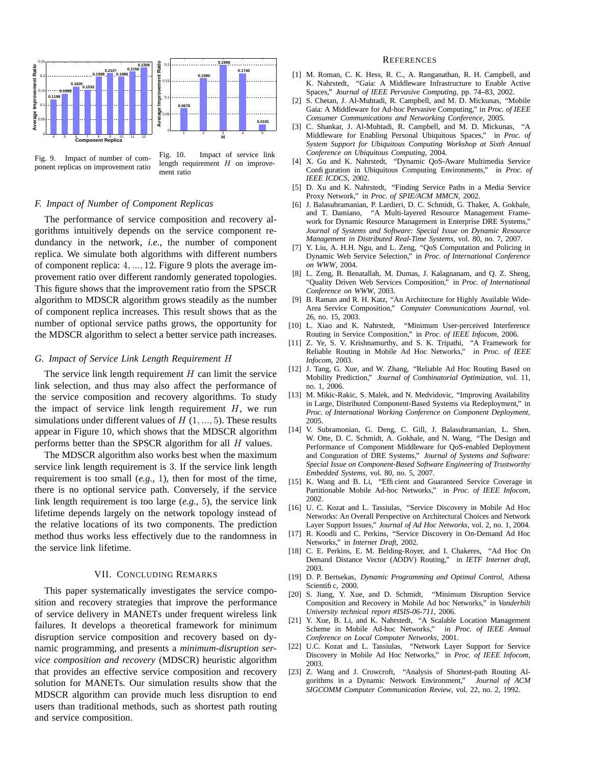0.25
0.2
0.15
0.1
0.05
0
Average Improvement Ratio
0.1198
0.1392
0.1636
0.1532
0.1998
0.2101
0.1986
0.2156
0.2306
4
5
6
7
8
9
10
11
12
Component Replica

Fig. 9. Impact of number of component replicas on improvement ratio

0.2
0.15
0.1
0.05
0
Average Improvement Ratio
0.0678
0.1590
0.1998
0.1740
0.0191
1
2
3
4
5
H

Fig. 10. Impact of service link length requirement $H$ on improvement ratio

### *F. Impact of Number of Component Replicas*

The performance of service composition and recovery algorithms intuitively depends on the service component redundancy in the network, *i.e.*, the number of component replica. We simulate both algorithms with different numbers of component replica: $4, ..., 12$. Figure 9 plots the average improvement ratio over different randomly generated topologies. This figure shows that the improvement ratio from the SPSCR algorithm to MDSCR algorithm grows steadily as the number of component replica increases. This result shows that as the number of optional service paths grows, the opportunity for the MDSCR algorithm to select a better service path increases.

### *G. Impact of Service Link Length Requirement $H$*

The service link length requirement $H$ can limit the service link selection, and thus may also affect the performance of the service composition and recovery algorithms. To study the impact of service link length requirement $H$, we run simulations under different values of $H$ $(1, ..., 5)$. These results appear in Figure 10, which shows that the MDSCR algorithm performs better than the SPSCR algorithm for all $H$ values.

The MDSCR algorithm also works best when the maximum service link length requirement is $3$. If the service link length requirement is too small (*e.g.*, $1$), then for most of the time, there is no optional service path. Conversely, if the service link length requirement is too large (*e.g.*, $5$), the service link lifetime depends largely on the network topology instead of the relative locations of its two components. The prediction method thus works less effectively due to the randomness in the service link lifetime.

## VII. Concluding Remarks

This paper systematically investigates the service composition and recovery strategies that improve the performance of service delivery in MANETs under frequent wireless link failures. It develops a theoretical framework for minimum disruption service composition and recovery based on dynamic programming, and presents a *minimum-disruption service composition and recovery* (MDSCR) heuristic algorithm that provides an effective service composition and recovery solution for MANETs. Our simulation results show that the MDSCR algorithm can provide much less disruption to end users than traditional methods, such as shortest path routing and service composition.

## References

[1] M. Roman, C. K. Hess, R. C., A. Ranganathan, R. H. Campbell, and K. Nahrstedt, "Gaia: A Middleware Infrastructure to Enable Active Spaces," *Journal of IEEE Pervasive Computing*, pp. 74–83, 2002.

[2] S. Chetan, J. Al-Muhtadi, R. Campbell, and M. D. Mickunas, "Mobile Gaia: A Middleware for Ad-hoc Pervasive Computing," in *Proc. of IEEE Consumer Communications and Networking Conference*, 2005.

[3] C. Shankar, J. Al-Muhtadi, R. Campbell, and M. D. Mickunas, "A Middleware for Enabling Personal Ubiquitous Spaces," in *Proc. of System Support for Ubiquitous Computing Workshop at Sixth Annual Conference on Ubiquitous Computing*, 2004.

[4] X. Gu and K. Nahrstedt, "Dynamic QoS-Aware Multimedia Service Configuration in Ubiquitous Computing Environments," in *Proc. of IEEE ICDCS*, 2002.

[5] D. Xu and K. Nahrstedt, "Finding Service Paths in a Media Service Proxy Network," in *Proc. of SPIE/ACM MMCN*, 2002.

[6] J. Balasubramanian, P. Lardieri, D. C. Schmidt, G. Thaker, A. Gokhale, and T. Damiano, "A Multi-layered Resource Management Framework for Dynamic Resource Management in Enterprise DRE Systems," *Journal of Systems and Software: Special Issue on Dynamic Resource Management in Distributed Real-Time Systems*, vol. 80, no. 7, 2007.

[7] Y. Liu, A. H.H. Ngu, and L. Zeng, "QoS Computation and Policing in Dynamic Web Service Selection," in *Proc. of International Conference on WWW*, 2004.

[8] L. Zeng, B. Benatallah, M. Dumas, J. Kalagnanam, and Q. Z. Sheng, "Quality Driven Web Services Composition," in *Proc. of International Conference on WWW*, 2003.

[9] B. Raman and R. H. Katz, "An Architecture for Highly Available Wide-Area Service Composition," *Computer Communications Journal*, vol. 26, no. 15, 2003.

[10] L. Xiao and K. Nahrstedt, "Minimum User-perceived Interference Routing in Service Composition," in *Proc. of IEEE Infocom*, 2006.

[11] Z. Ye, S. V. Krishnamurthy, and S. K. Tripathi, "A Framework for Reliable Routing in Mobile Ad Hoc Networks," in *Proc. of IEEE Infocom*, 2003.

[12] J. Tang, G. Xue, and W. Zhang, "Reliable Ad Hoc Routing Based on Mobility Prediction," *Journal of Combinatorial Optimization*, vol. 11, no. 1, 2006.

[13] M. Mikic-Rakic, S. Malek, and N. Medvidovic, "Improving Availability in Large, Distributed Component-Based Systems via Redeployment," in *Proc. of International Working Conference on Component Deployment*, 2005.

[14] V. Subramonian, G. Deng, C. Gill, J. Balasubramanian, L. Shen, W. Otte, D. C. Schmidt, A. Gokhale, and N. Wang, "The Design and Performance of Component Middleware for QoS-enabled Deployment and Conguration of DRE Systems," *Journal of Systems and Software: Special Issue on Component-Based Software Engineering of Trustworthy Embedded Systems*, vol. 80, no. 5, 2007.

[15] K. Wang and B. Li, "Efficient and Guaranteed Service Coverage in Partitionable Mobile Ad-hoc Networks," in *Proc. of IEEE Infocom*, 2002.

[16] U. C. Kozat and L. Tassiulas, "Service Discovery in Mobile Ad Hoc Networks: An Overall Perspective on Architectural Choices and Network Layer Support Issues," *Journal of Ad Hoc Networks*, vol. 2, no. 1, 2004.

[17] R. Koodli and C. Perkins, "Service Discovery in On-Demand Ad Hoc Networks," in *Internet Draft*, 2002.

[18] C. E. Perkins, E. M. Belding-Royer, and I. Chakeres, "Ad Hoc On Demand Distance Vector (AODV) Routing," in *IETF Internet draft*, 2003.

[19] D. P. Bertsekas, *Dynamic Programming and Optimal Control*, Athena Scientific, 2000.

[20] S. Jiang, Y. Xue, and D. Schmidt, "Minimum Disruption Service Composition and Recovery in Mobile Ad hoc Networks," in *Vanderbilt University technical report #ISIS-06-711*, 2006.

[21] Y. Xue, B. Li, and K. Nahrstedt, "A Scalable Location Management Scheme in Mobile Ad-hoc Networks," in *Proc. of IEEE Annual Conference on Local Computer Networks*, 2001.

[22] U.C. Kozat and L. Tassiulas, "Network Layer Support for Service Discovery in Mobile Ad Hoc Networks," in *Proc. of IEEE Infocom*, 2003.

[23] Z. Wang and J. Crowcroft, "Analysis of Shortest-path Routing Algorithms in a Dynamic Network Environment," *Journal of ACM SIGCOMM Computer Communication Review*, vol. 22, no. 2, 1992.